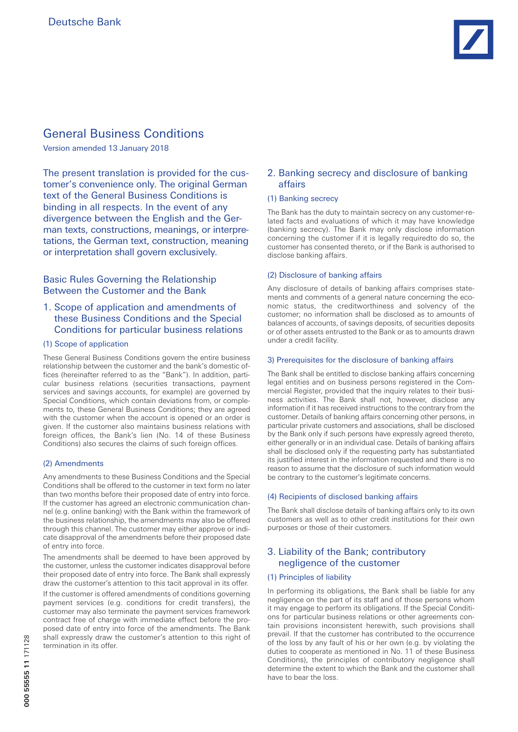Deutsche Bank

# General Business Conditions

Version amended 13 January 2018

The present translation is provided for the customer's convenience only. The original German text of the General Business Conditions is binding in all respects. In the event of any divergence between the English and the German texts, constructions, meanings, or interpretations, the German text, construction, meaning or interpretation shall govern exclusively.

## Basic Rules Governing the Relationship Between the Customer and the Bank

### 1. Scope of application and amendments of these Business Conditions and the Special Conditions for particular business relations

#### (1) Scope of application

These General Business Conditions govern the entire business relationship between the customer and the bank's domestic offices (hereinafter referred to as the "Bank"). In addition, particular business relations (securities transactions, payment services and savings accounts, for example) are governed by Special Conditions, which contain deviations from, or complements to, these General Business Conditions; they are agreed with the customer when the account is opened or an order is given. If the customer also maintains business relations with foreign offices, the Bank's lien (No. 14 of these Business Conditions) also secures the claims of such foreign offices.

#### (2) Amendments

Any amendments to these Business Conditions and the Special Conditions shall be offered to the customer in text form no later than two months before their proposed date of entry into force. If the customer has agreed an electronic communication channel (e.g. online banking) with the Bank within the framework of the business relationship, the amendments may also be offered through this channel. The customer may either approve or indicate disapproval of the amendments before their proposed date of entry into force.

The amendments shall be deemed to have been approved by the customer, unless the customer indicates disapproval before their proposed date of entry into force. The Bank shall expressly draw the customer's attention to this tacit approval in its offer.

If the customer is offered amendments of conditions governing payment services (e.g. conditions for credit transfers), the customer may also terminate the payment services framework contract free of charge with immediate effect before the proposed date of entry into force of the amendments. The Bank shall expressly draw the customer's attention to this right of termination in its offer.

### 2. Banking secrecy and disclosure of banking affairs

#### (1) Banking secrecy

The Bank has the duty to maintain secrecy on any customer-related facts and evaluations of which it may have knowledge (banking secrecy). The Bank may only disclose information concerning the customer if it is legally requiredto do so, the customer has consented thereto, or if the Bank is authorised to disclose banking affairs.

#### (2) Disclosure of banking affairs

Any disclosure of details of banking affairs comprises statements and comments of a general nature concerning the economic status, the creditworthiness and solvency of the customer; no information shall be disclosed as to amounts of balances of accounts, of savings deposits, of securities deposits or of other assets entrusted to the Bank or as to amounts drawn under a credit facility.

#### 3) Prerequisites for the disclosure of banking affairs

The Bank shall be entitled to disclose banking affairs concerning legal entities and on business persons registered in the Commercial Register, provided that the inquiry relates to their business activities. The Bank shall not, however, disclose any information if it has received instructions to the contrary from the customer. Details of banking affairs concerning other persons, in particular private customers and associations, shall be disclosed by the Bank only if such persons have expressly agreed thereto, either generally or in an individual case. Details of banking affairs shall be disclosed only if the requesting party has substantiated its justified interest in the information requested and there is no reason to assume that the disclosure of such information would be contrary to the customer's legitimate concerns.

#### (4) Recipients of disclosed banking affairs

The Bank shall disclose details of banking affairs only to its own customers as well as to other credit institutions for their own purposes or those of their customers.

### 3. Liability of the Bank; contributory negligence of the customer

#### (1) Principles of liability

In performing its obligations, the Bank shall be liable for any negligence on the part of its staff and of those persons whom it may engage to perform its obligations. If the Special Conditions for particular business relations or other agreements contain provisions inconsistent herewith, such provisions shall prevail. If that the customer has contributed to the occurrence of the loss by any fault of his or her own (e.g. by violating the duties to cooperate as mentioned in No. 11 of these Business Conditions), the principles of contributory negligence shall determine the extent to which the Bank and the customer shall have to bear the loss.

000 55555 11 171128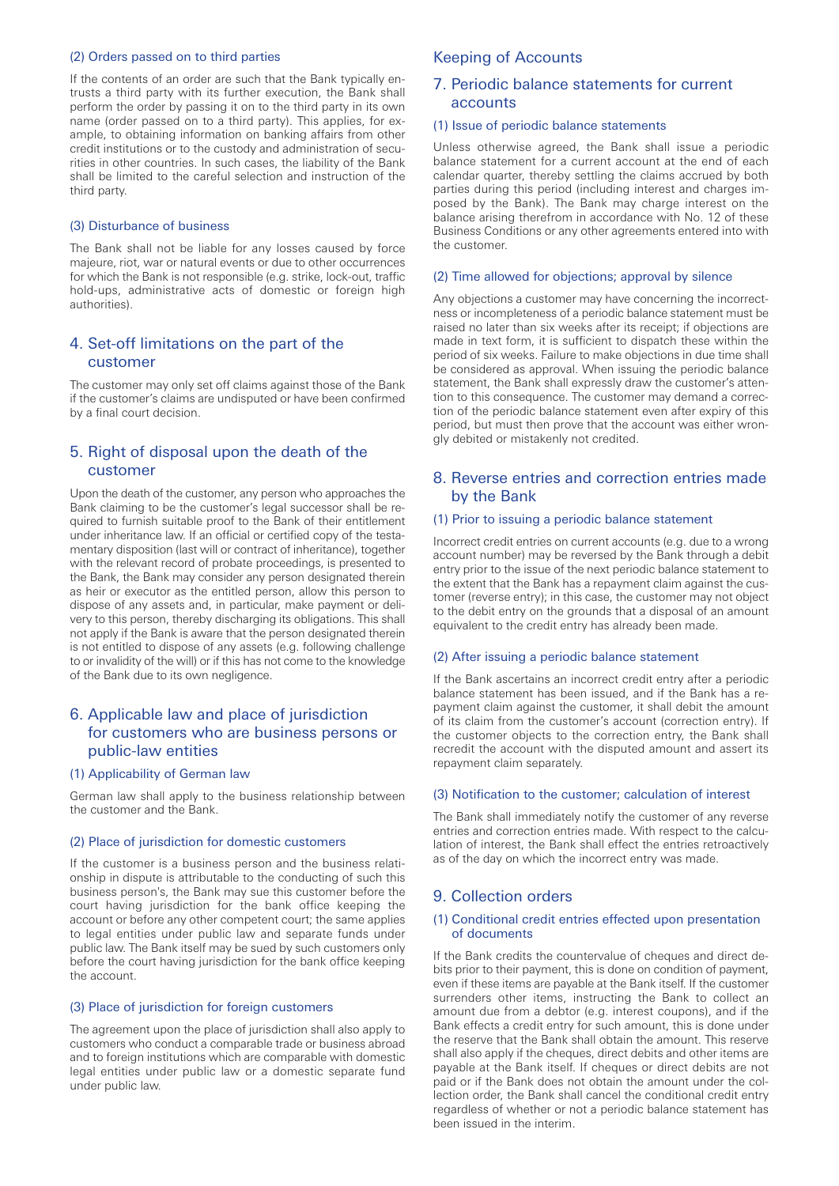#### (2) Orders passed on to third parties

If the contents of an order are such that the Bank typically entrusts a third party with its further execution, the Bank shall perform the order by passing it on to the third party in its own name (order passed on to a third party). This applies, for example, to obtaining information on banking affairs from other credit institutions or to the custody and administration of securities in other countries. In such cases, the liability of the Bank shall be limited to the careful selection and instruction of the third party.

#### (3) Disturbance of business

The Bank shall not be liable for any losses caused by force majeure, riot, war or natural events or due to other occurrences for which the Bank is not responsible (e.g. strike, lock-out, traffic hold-ups, administrative acts of domestic or foreign high authorities).

### 4. Set-off limitations on the part of the customer

The customer may only set off claims against those of the Bank if the customer's claims are undisputed or have been confirmed by a final court decision.

### 5. Right of disposal upon the death of the customer

Upon the death of the customer, any person who approaches the Bank claiming to be the customer's legal successor shall be required to furnish suitable proof to the Bank of their entitlement under inheritance law. If an official or certified copy of the testamentary disposition (last will or contract of inheritance), together with the relevant record of probate proceedings, is presented to the Bank, the Bank may consider any person designated therein as heir or executor as the entitled person, allow this person to dispose of any assets and, in particular, make payment or delivery to this person, thereby discharging its obligations. This shall not apply if the Bank is aware that the person designated therein is not entitled to dispose of any assets (e.g. following challenge to or invalidity of the will) or if this has not come to the knowledge of the Bank due to its own negligence.

### 6. Applicable law and place of jurisdiction for customers who are business persons or public-law entities

#### (1) Applicability of German law

German law shall apply to the business relationship between the customer and the Bank.

#### (2) Place of jurisdiction for domestic customers

If the customer is a business person and the business relationship in dispute is attributable to the conducting of such this business person's, the Bank may sue this customer before the court having jurisdiction for the bank office keeping the account or before any other competent court; the same applies to legal entities under public law and separate funds under public law. The Bank itself may be sued by such customers only before the court having jurisdiction for the bank office keeping the account.

#### (3) Place of jurisdiction for foreign customers

The agreement upon the place of jurisdiction shall also apply to customers who conduct a comparable trade or business abroad and to foreign institutions which are comparable with domestic legal entities under public law or a domestic separate fund under public law.

## Keeping of Accounts

### 7. Periodic balance statements for current accounts

#### (1) Issue of periodic balance statements

Unless otherwise agreed, the Bank shall issue a periodic balance statement for a current account at the end of each calendar quarter, thereby settling the claims accrued by both parties during this period (including interest and charges imposed by the Bank). The Bank may charge interest on the balance arising therefrom in accordance with No. 12 of these Business Conditions or any other agreements entered into with the customer.

#### (2) Time allowed for objections; approval by silence

Any objections a customer may have concerning the incorrectness or incompleteness of a periodic balance statement must be raised no later than six weeks after its receipt; if objections are made in text form, it is sufficient to dispatch these within the period of six weeks. Failure to make objections in due time shall be considered as approval. When issuing the periodic balance statement, the Bank shall expressly draw the customer's attention to this consequence. The customer may demand a correction of the periodic balance statement even after expiry of this period, but must then prove that the account was either wrongly debited or mistakenly not credited.

### 8. Reverse entries and correction entries made by the Bank

#### (1) Prior to issuing a periodic balance statement

Incorrect credit entries on current accounts (e.g. due to a wrong account number) may be reversed by the Bank through a debit entry prior to the issue of the next periodic balance statement to the extent that the Bank has a repayment claim against the customer (reverse entry); in this case, the customer may not object to the debit entry on the grounds that a disposal of an amount equivalent to the credit entry has already been made.

#### (2) After issuing a periodic balance statement

If the Bank ascertains an incorrect credit entry after a periodic balance statement has been issued, and if the Bank has a repayment claim against the customer, it shall debit the amount of its claim from the customer's account (correction entry). If the customer objects to the correction entry, the Bank shall recredit the account with the disputed amount and assert its repayment claim separately.

#### (3) Notification to the customer; calculation of interest

The Bank shall immediately notify the customer of any reverse entries and correction entries made. With respect to the calculation of interest, the Bank shall effect the entries retroactively as of the day on which the incorrect entry was made.

### 9. Collection orders

#### (1) Conditional credit entries effected upon presentation of documents

If the Bank credits the countervalue of cheques and direct debits prior to their payment, this is done on condition of payment, even if these items are payable at the Bank itself. If the customer surrenders other items, instructing the Bank to collect an amount due from a debtor (e.g. interest coupons), and if the Bank effects a credit entry for such amount, this is done under the reserve that the Bank shall obtain the amount. This reserve shall also apply if the cheques, direct debits and other items are payable at the Bank itself. If cheques or direct debits are not paid or if the Bank does not obtain the amount under the collection order, the Bank shall cancel the conditional credit entry regardless of whether or not a periodic balance statement has been issued in the interim.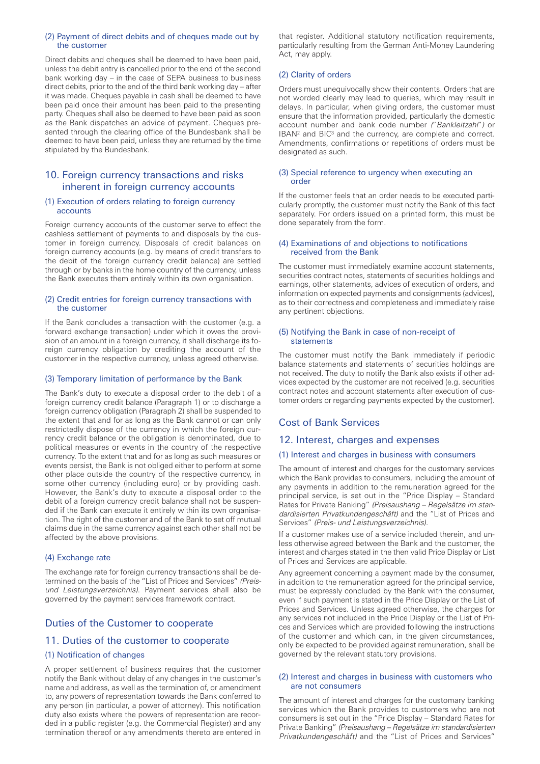#### (2) Payment of direct debits and of cheques made out by the customer

Direct debits and cheques shall be deemed to have been paid, unless the debit entry is cancelled prior to the end of the second bank working day – in the case of SEPA business to business direct debits, prior to the end of the third bank working day – after it was made. Cheques payable in cash shall be deemed to have been paid once their amount has been paid to the presenting party. Cheques shall also be deemed to have been paid as soon as the Bank dispatches an advice of payment. Cheques presented through the clearing office of the Bundesbank shall be deemed to have been paid, unless they are returned by the time stipulated by the Bundesbank.

### 10. Foreign currency transactions and risks inherent in foreign currency accounts

#### (1) Execution of orders relating to foreign currency accounts

Foreign currency accounts of the customer serve to effect the cashless settlement of payments to and disposals by the customer in foreign currency. Disposals of credit balances on foreign currency accounts (e.g. by means of credit transfers to the debit of the foreign currency credit balance) are settled through or by banks in the home country of the currency, unless the Bank executes them entirely within its own organisation.

#### (2) Credit entries for foreign currency transactions with the customer

If the Bank concludes a transaction with the customer (e.g. a forward exchange transaction) under which it owes the provision of an amount in a foreign currency, it shall discharge its foreign currency obligation by crediting the account of the customer in the respective currency, unless agreed otherwise.

#### (3) Temporary limitation of performance by the Bank

The Bank's duty to execute a disposal order to the debit of a foreign currency credit balance (Paragraph 1) or to discharge a foreign currency obligation (Paragraph 2) shall be suspended to the extent that and for as long as the Bank cannot or can only restrictedly dispose of the currency in which the foreign currency credit balance or the obligation is denominated, due to political measures or events in the country of the respective currency. To the extent that and for as long as such measures or events persist, the Bank is not obliged either to perform at some other place outside the country of the respective currency, in some other currency (including euro) or by providing cash. However, the Bank's duty to execute a disposal order to the debit of a foreign currency credit balance shall not be suspended if the Bank can execute it entirely within its own organisation. The right of the customer and of the Bank to set off mutual claims due in the same currency against each other shall not be affected by the above provisions.

#### (4) Exchange rate

The exchange rate for foreign currency transactions shall be determined on the basis of the "List of Prices and Services" *(Preis- und Leistungsverzeichnis)*. Payment services shall also be governed by the payment services framework contract.

## Duties of the Customer to cooperate

### 11. Duties of the customer to cooperate

#### (1) Notification of changes

A proper settlement of business requires that the customer notify the Bank without delay of any changes in the customer's name and address, as well as the termination of, or amendment to, any powers of representation towards the Bank conferred to any person (in particular, a power of attorney). This notification duty also exists where the powers of representation are recorded in a public register (e.g. the Commercial Register) and any termination thereof or any amendments thereto are entered in that register. Additional statutory notification requirements, particularly resulting from the German Anti-Money Laundering Act, may apply.

#### (2) Clarity of orders

Orders must unequivocally show their contents. Orders that are not worded clearly may lead to queries, which may result in delays. In particular, when giving orders, the customer must ensure that the information provided, particularly the domestic account number and bank code number *("Bankleitzahl")* or IBAN[2] and BIC[3] and the currency, are complete and correct. Amendments, confirmations or repetitions of orders must be designated as such.

#### (3) Special reference to urgency when executing an order

If the customer feels that an order needs to be executed particularly promptly, the customer must notify the Bank of this fact separately. For orders issued on a printed form, this must be done separately from the form.

#### (4) Examinations of and objections to notifications received from the Bank

The customer must immediately examine account statements, securities contract notes, statements of securities holdings and earnings, other statements, advices of execution of orders, and information on expected payments and consignments (advices), as to their correctness and completeness and immediately raise any pertinent objections.

#### (5) Notifying the Bank in case of non-receipt of statements

The customer must notify the Bank immediately if periodic balance statements and statements of securities holdings are not received. The duty to notify the Bank also exists if other advices expected by the customer are not received (e.g. securities contract notes and account statements after execution of customer orders or regarding payments expected by the customer).

## Cost of Bank Services

### 12. Interest, charges and expenses

#### (1) Interest and charges in business with consumers

The amount of interest and charges for the customary services which the Bank provides to consumers, including the amount of any payments in addition to the remuneration agreed for the principal service, is set out in the "Price Display – Standard Rates for Private Banking" *(Preisaushang – Regelsätze im standardisierten Privatkundengeschäft)* and the "List of Prices and Services" *(Preis- und Leistungsverzeichnis)*.

If a customer makes use of a service included therein, and unless otherwise agreed between the Bank and the customer, the interest and charges stated in the then valid Price Display or List of Prices and Services are applicable.

Any agreement concerning a payment made by the consumer, in addition to the remuneration agreed for the principal service, must be expressly concluded by the Bank with the consumer, even if such payment is stated in the Price Display or the List of Prices and Services. Unless agreed otherwise, the charges for any services not included in the Price Display or the List of Prices and Services which are provided following the instructions of the customer and which can, in the given circumstances, only be expected to be provided against remuneration, shall be governed by the relevant statutory provisions.

#### (2) Interest and charges in business with customers who are not consumers

The amount of interest and charges for the customary banking services which the Bank provides to customers who are not consumers is set out in the "Price Display – Standard Rates for Private Banking" *(Preisaushang – Regelsätze im standardisierten Privatkundengeschäft)* and the "List of Prices and Services"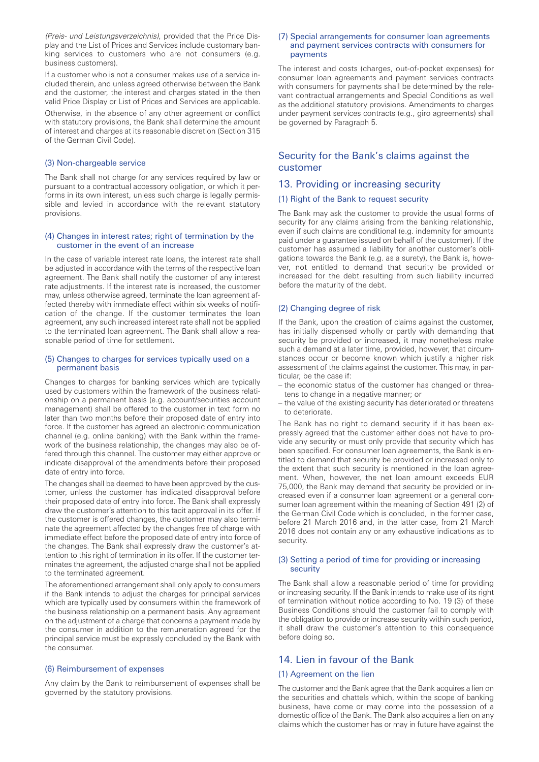*(Preis- und Leistungsverzeichnis)*, provided that the Price Display and the List of Prices and Services include customary banking services to customers who are not consumers (e.g. business customers).

If a customer who is not a consumer makes use of a service included therein, and unless agreed otherwise between the Bank and the customer, the interest and charges stated in the then valid Price Display or List of Prices and Services are applicable.

Otherwise, in the absence of any other agreement or conflict with statutory provisions, the Bank shall determine the amount of interest and charges at its reasonable discretion (Section 315 of the German Civil Code).

### (3) Non-chargeable service

The Bank shall not charge for any services required by law or pursuant to a contractual accessory obligation, or which it performs in its own interest, unless such charge is legally permissible and levied in accordance with the relevant statutory provisions.

### (4) Changes in interest rates; right of termination by the customer in the event of an increase

In the case of variable interest rate loans, the interest rate shall be adjusted in accordance with the terms of the respective loan agreement. The Bank shall notify the customer of any interest rate adjustments. If the interest rate is increased, the customer may, unless otherwise agreed, terminate the loan agreement affected thereby with immediate effect within six weeks of notification of the change. If the customer terminates the loan agreement, any such increased interest rate shall not be applied to the terminated loan agreement. The Bank shall allow a reasonable period of time for settlement.

### (5) Changes to charges for services typically used on a permanent basis

Changes to charges for banking services which are typically used by customers within the framework of the business relationship on a permanent basis (e.g. account/securities account management) shall be offered to the customer in text form no later than two months before their proposed date of entry into force. If the customer has agreed an electronic communication channel (e.g. online banking) with the Bank within the framework of the business relationship, the changes may also be offered through this channel. The customer may either approve or indicate disapproval of the amendments before their proposed date of entry into force.

The changes shall be deemed to have been approved by the customer, unless the customer has indicated disapproval before their proposed date of entry into force. The Bank shall expressly draw the customer's attention to this tacit approval in its offer. If the customer is offered changes, the customer may also terminate the agreement affected by the changes free of charge with immediate effect before the proposed date of entry into force of the changes. The Bank shall expressly draw the customer's attention to this right of termination in its offer. If the customer terminates the agreement, the adjusted charge shall not be applied to the terminated agreement.

The aforementioned arrangement shall only apply to consumers if the Bank intends to adjust the charges for principal services which are typically used by consumers within the framework of the business relationship on a permanent basis. Any agreement on the adjustment of a charge that concerns a payment made by the consumer in addition to the remuneration agreed for the principal service must be expressly concluded by the Bank with the consumer.

### (6) Reimbursement of expenses

Any claim by the Bank to reimbursement of expenses shall be governed by the statutory provisions.

### (7) Special arrangements for consumer loan agreements and payment services contracts with consumers for payments

The interest and costs (charges, out-of-pocket expenses) for consumer loan agreements and payment services contracts with consumers for payments shall be determined by the relevant contractual arrangements and Special Conditions as well as the additional statutory provisions. Amendments to charges under payment services contracts (e.g., giro agreements) shall be governed by Paragraph 5.

# Security for the Bank's claims against the customer

## 13. Providing or increasing security

### (1) Right of the Bank to request security

The Bank may ask the customer to provide the usual forms of security for any claims arising from the banking relationship, even if such claims are conditional (e.g. indemnity for amounts paid under a guarantee issued on behalf of the customer). If the customer has assumed a liability for another customer's obligations towards the Bank (e.g. as a surety), the Bank is, however, not entitled to demand that security be provided or increased for the debt resulting from such liability incurred before the maturity of the debt.

### (2) Changing degree of risk

If the Bank, upon the creation of claims against the customer, has initially dispensed wholly or partly with demanding that security be provided or increased, it may nonetheless make such a demand at a later time, provided, however, that circumstances occur or become known which justify a higher risk assessment of the claims against the customer. This may, in particular, be the case if:

- the economic status of the customer has changed or threatens to change in a negative manner; or
- the value of the existing security has deteriorated or threatens to deteriorate.

The Bank has no right to demand security if it has been expressly agreed that the customer either does not have to provide any security or must only provide that security which has been specified. For consumer loan agreements, the Bank is entitled to demand that security be provided or increased only to the extent that such security is mentioned in the loan agreement. When, however, the net loan amount exceeds EUR 75,000, the Bank may demand that security be provided or increased even if a consumer loan agreement or a general consumer loan agreement within the meaning of Section 491 (2) of the German Civil Code which is concluded, in the former case, before 21 March 2016 and, in the latter case, from 21 March 2016 does not contain any or any exhaustive indications as to security.

### (3) Setting a period of time for providing or increasing security

The Bank shall allow a reasonable period of time for providing or increasing security. If the Bank intends to make use of its right of termination without notice according to No. 19 (3) of these Business Conditions should the customer fail to comply with the obligation to provide or increase security within such period, it shall draw the customer's attention to this consequence before doing so.

## 14. Lien in favour of the Bank

### (1) Agreement on the lien

The customer and the Bank agree that the Bank acquires a lien on the securities and chattels which, within the scope of banking business, have come or may come into the possession of a domestic office of the Bank. The Bank also acquires a lien on any claims which the customer has or may in future have against the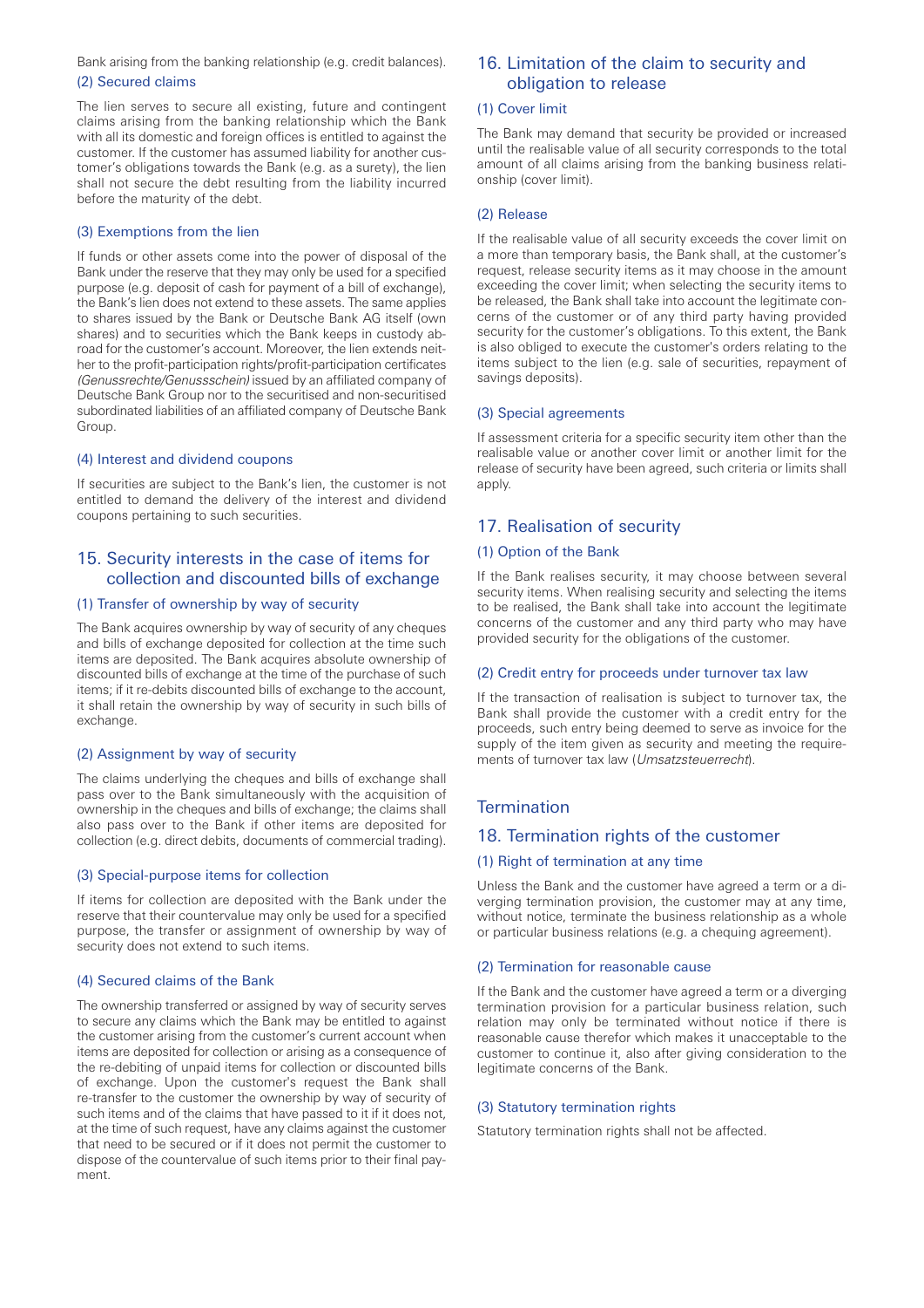Bank arising from the banking relationship (e.g. credit balances).

### (2) Secured claims

The lien serves to secure all existing, future and contingent claims arising from the banking relationship which the Bank with all its domestic and foreign offices is entitled to against the customer. If the customer has assumed liability for another customer's obligations towards the Bank (e.g. as a surety), the lien shall not secure the debt resulting from the liability incurred before the maturity of the debt.

### (3) Exemptions from the lien

If funds or other assets come into the power of disposal of the Bank under the reserve that they may only be used for a specified purpose (e.g. deposit of cash for payment of a bill of exchange), the Bank's lien does not extend to these assets. The same applies to shares issued by the Bank or Deutsche Bank AG itself (own shares) and to securities which the Bank keeps in custody abroad for the customer's account. Moreover, the lien extends neither to the profit-participation rights/profit-participation certificates *(Genussrechte/Genussschein)* issued by an affiliated company of Deutsche Bank Group nor to the securitised and non-securitised subordinated liabilities of an affiliated company of Deutsche Bank Group.

### (4) Interest and dividend coupons

If securities are subject to the Bank's lien, the customer is not entitled to demand the delivery of the interest and dividend coupons pertaining to such securities.

## 15. Security interests in the case of items for collection and discounted bills of exchange

### (1) Transfer of ownership by way of security

The Bank acquires ownership by way of security of any cheques and bills of exchange deposited for collection at the time such items are deposited. The Bank acquires absolute ownership of discounted bills of exchange at the time of the purchase of such items; if it re-debits discounted bills of exchange to the account, it shall retain the ownership by way of security in such bills of exchange.

### (2) Assignment by way of security

The claims underlying the cheques and bills of exchange shall pass over to the Bank simultaneously with the acquisition of ownership in the cheques and bills of exchange; the claims shall also pass over to the Bank if other items are deposited for collection (e.g. direct debits, documents of commercial trading).

### (3) Special-purpose items for collection

If items for collection are deposited with the Bank under the reserve that their countervalue may only be used for a specified purpose, the transfer or assignment of ownership by way of security does not extend to such items.

### (4) Secured claims of the Bank

The ownership transferred or assigned by way of security serves to secure any claims which the Bank may be entitled to against the customer arising from the customer's current account when items are deposited for collection or arising as a consequence of the re-debiting of unpaid items for collection or discounted bills of exchange. Upon the customer's request the Bank shall re-transfer to the customer the ownership by way of security of such items and of the claims that have passed to it if it does not, at the time of such request, have any claims against the customer that need to be secured or if it does not permit the customer to dispose of the countervalue of such items prior to their final payment.

## 16. Limitation of the claim to security and obligation to release

### (1) Cover limit

The Bank may demand that security be provided or increased until the realisable value of all security corresponds to the total amount of all claims arising from the banking business relationship (cover limit).

### (2) Release

If the realisable value of all security exceeds the cover limit on a more than temporary basis, the Bank shall, at the customer's request, release security items as it may choose in the amount exceeding the cover limit; when selecting the security items to be released, the Bank shall take into account the legitimate concerns of the customer or of any third party having provided security for the customer's obligations. To this extent, the Bank is also obliged to execute the customer's orders relating to the items subject to the lien (e.g. sale of securities, repayment of savings deposits).

### (3) Special agreements

If assessment criteria for a specific security item other than the realisable value or another cover limit or another limit for the release of security have been agreed, such criteria or limits shall apply.

## 17. Realisation of security

### (1) Option of the Bank

If the Bank realises security, it may choose between several security items. When realising security and selecting the items to be realised, the Bank shall take into account the legitimate concerns of the customer and any third party who may have provided security for the obligations of the customer.

### (2) Credit entry for proceeds under turnover tax law

If the transaction of realisation is subject to turnover tax, the Bank shall provide the customer with a credit entry for the proceeds, such entry being deemed to serve as invoice for the supply of the item given as security and meeting the requirements of turnover tax law (*Umsatzsteuerrecht*).

# Termination

## 18. Termination rights of the customer

### (1) Right of termination at any time

Unless the Bank and the customer have agreed a term or a diverging termination provision, the customer may at any time, without notice, terminate the business relationship as a whole or particular business relations (e.g. a chequing agreement).

### (2) Termination for reasonable cause

If the Bank and the customer have agreed a term or a diverging termination provision for a particular business relation, such relation may only be terminated without notice if there is reasonable cause therefor which makes it unacceptable to the customer to continue it, also after giving consideration to the legitimate concerns of the Bank.

### (3) Statutory termination rights

Statutory termination rights shall not be affected.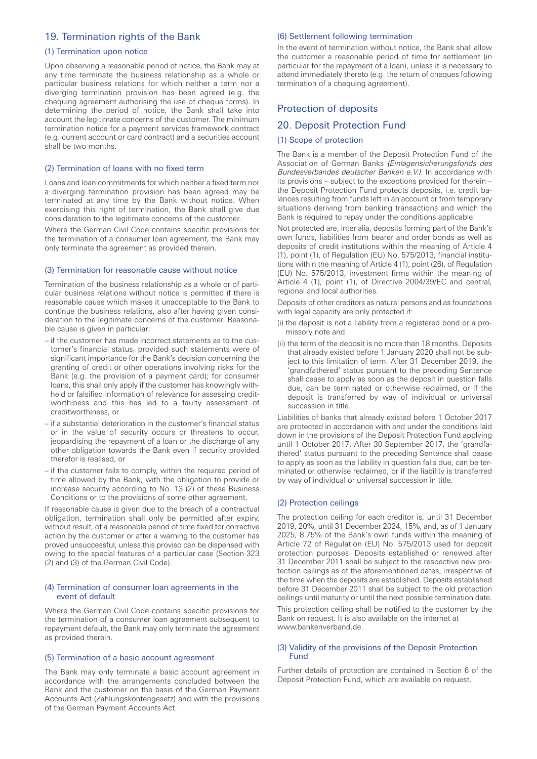## 19. Termination rights of the Bank

### (1) Termination upon notice

Upon observing a reasonable period of notice, the Bank may at any time terminate the business relationship as a whole or particular business relations for which neither a term nor a diverging termination provision has been agreed (e.g. the chequing agreement authorising the use of cheque forms). In determining the period of notice, the Bank shall take into account the legitimate concerns of the customer. The minimum termination notice for a payment services framework contract (e.g. current account or card contract) and a securities account shall be two months.

### (2) Termination of loans with no fixed term

Loans and loan commitments for which neither a fixed term nor a diverging termination provision has been agreed may be terminated at any time by the Bank without notice. When exercising this right of termination, the Bank shall give due consideration to the legitimate concerns of the customer.

Where the German Civil Code contains specific provisions for the termination of a consumer loan agreement, the Bank may only terminate the agreement as provided therein.

### (3) Termination for reasonable cause without notice

Termination of the business relationship as a whole or of particular business relations without notice is permitted if there is reasonable cause which makes it unacceptable to the Bank to continue the business relations, also after having given consideration to the legitimate concerns of the customer. Reasonable cause is given in particular:

- if the customer has made incorrect statements as to the customer's financial status, provided such statements were of significant importance for the Bank's decision concerning the granting of credit or other operations involving risks for the Bank (e.g. the provision of a payment card); for consumer loans, this shall only apply if the customer has knowingly withheld or falsified information of relevance for assessing creditworthiness and this has led to a faulty assessment of creditworthiness, or
- if a substantial deterioration in the customer's financial status or in the value of security occurs or threatens to occur, jeopardising the repayment of a loan or the discharge of any other obligation towards the Bank even if security provided therefor is realised, or
- if the customer fails to comply, within the required period of time allowed by the Bank, with the obligation to provide or increase security according to No. 13 (2) of these Business Conditions or to the provisions of some other agreement.

If reasonable cause is given due to the breach of a contractual obligation, termination shall only be permitted after expiry, without result, of a reasonable period of time fixed for corrective action by the customer or after a warning to the customer has proved unsuccessful, unless this proviso can be dispensed with owing to the special features of a particular case (Section 323 (2) and (3) of the German Civil Code).

### (4) Termination of consumer loan agreements in the event of default

Where the German Civil Code contains specific provisions for the termination of a consumer loan agreement subsequent to repayment default, the Bank may only terminate the agreement as provided therein.

### (5) Termination of a basic account agreement

The Bank may only terminate a basic account agreement in accordance with the arrangements concluded between the Bank and the customer on the basis of the German Payment Accounts Act (Zahlungskontengesetz) and with the provisions of the German Payment Accounts Act.

### (6) Settlement following termination

In the event of termination without notice, the Bank shall allow the customer a reasonable period of time for settlement (in particular for the repayment of a loan), unless it is necessary to attend immediately thereto (e.g. the return of cheques following termination of a chequing agreement).

## Protection of deposits

## 20. Deposit Protection Fund

### (1) Scope of protection

The Bank is a member of the Deposit Protection Fund of the Association of German Banks *(Einlagensicherungsfonds des Bundesverbandes deutscher Banken e.V.)*. In accordance with its provisions – subject to the exceptions provided for therein – the Deposit Protection Fund protects deposits, i.e. credit balances resulting from funds left in an account or from temporary situations deriving from banking transactions and which the Bank is required to repay under the conditions applicable.

Not protected are, inter alia, deposits forming part of the Bank's own funds, liabilities from bearer and order bonds as well as deposits of credit institutions within the meaning of Article 4 (1), point (1), of Regulation (EU) No. 575/2013, financial institutions within the meaning of Article 4 (1), point (26), of Regulation (EU) No. 575/2013, investment firms within the meaning of Article 4 (1), point (1), of Directive 2004/39/EC and central, regional and local authorities.

Deposits of other creditors as natural persons and as foundations with legal capacity are only protected if:

(i) the deposit is not a liability from a registered bond or a promissory note and

(ii) the term of the deposit is no more than 18 months. Deposits that already existed before 1 January 2020 shall not be subject to this limitation of term. After 31 December 2019, the 'grandfathered' status pursuant to the preceding Sentence shall cease to apply as soon as the deposit in question falls due, can be terminated or otherwise reclaimed, or if the deposit is transferred by way of individual or universal succession in title.

Liabilities of banks that already existed before 1 October 2017 are protected in accordance with and under the conditions laid down in the provisions of the Deposit Protection Fund applying until 1 October 2017. After 30 September 2017, the 'grandfathered' status pursuant to the preceding Sentence shall cease to apply as soon as the liability in question falls due, can be terminated or otherwise reclaimed, or if the liability is transferred by way of individual or universal succession in title.

### (2) Protection ceilings

The protection ceiling for each creditor is, until 31 December 2019, 20%, until 31 December 2024, 15%, and, as of 1 January 2025, 8.75% of the Bank's own funds within the meaning of Article 72 of Regulation (EU) No. 575/2013 used for deposit protection purposes. Deposits established or renewed after 31 December 2011 shall be subject to the respective new protection ceilings as of the aforementioned dates, irrespective of the time when the deposits are established. Deposits established before 31 December 2011 shall be subject to the old protection ceilings until maturity or until the next possible termination date.

This protection ceiling shall be notified to the customer by the Bank on request. It is also available on the internet at www.bankenverband.de.

### (3) Validity of the provisions of the Deposit Protection Fund

Further details of protection are contained in Section 6 of the Deposit Protection Fund, which are available on request.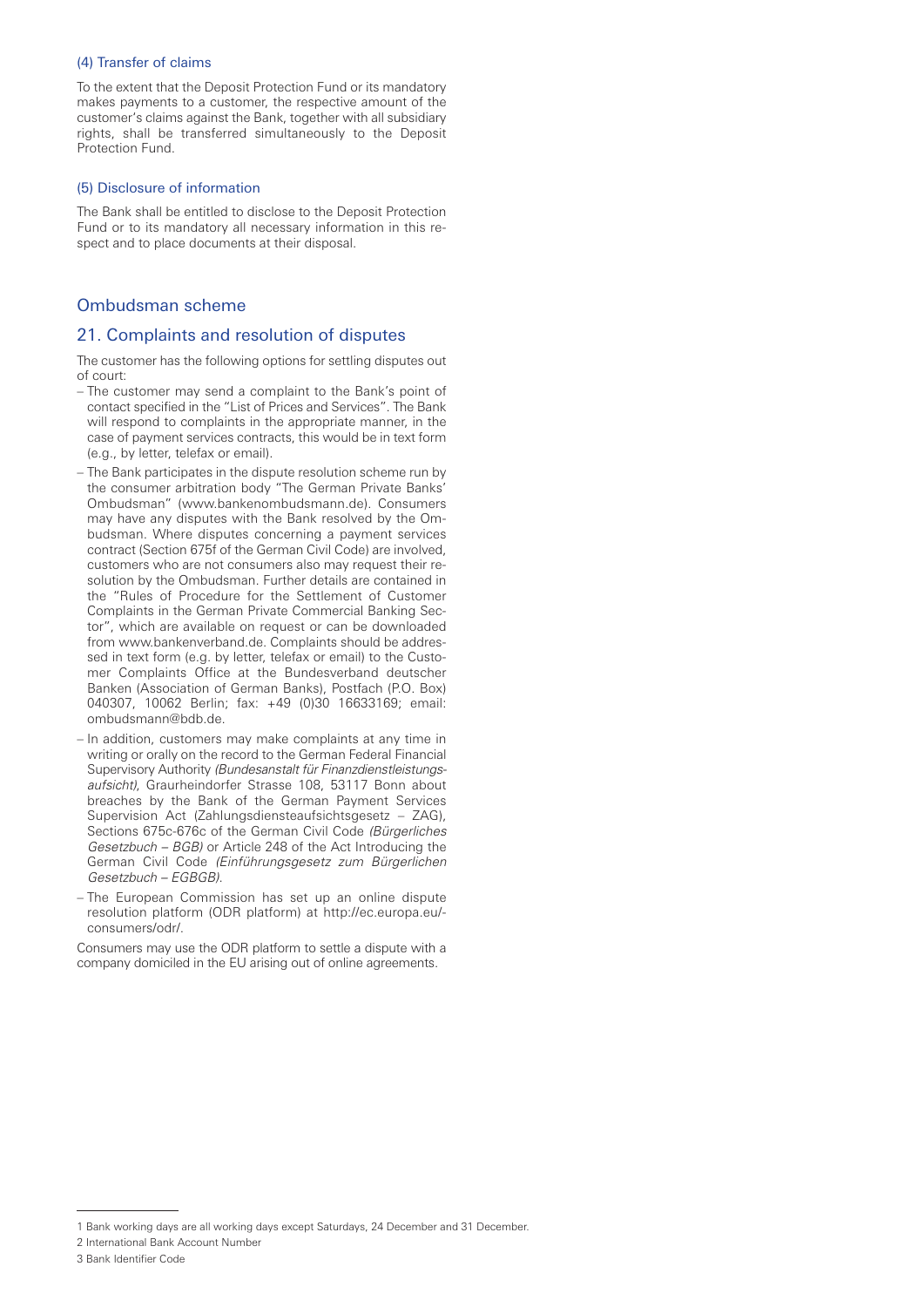### (4) Transfer of claims

To the extent that the Deposit Protection Fund or its mandatory makes payments to a customer, the respective amount of the customer's claims against the Bank, together with all subsidiary rights, shall be transferred simultaneously to the Deposit Protection Fund.

### (5) Disclosure of information

The Bank shall be entitled to disclose to the Deposit Protection Fund or to its mandatory all necessary information in this respect and to place documents at their disposal.

## Ombudsman scheme

## 21. Complaints and resolution of disputes

The customer has the following options for settling disputes out of court:

- The customer may send a complaint to the Bank's point of contact specified in the "List of Prices and Services". The Bank will respond to complaints in the appropriate manner, in the case of payment services contracts, this would be in text form (e.g., by letter, telefax or email).
- The Bank participates in the dispute resolution scheme run by the consumer arbitration body "The German Private Banks' Ombudsman" (www.bankenombudsmann.de). Consumers may have any disputes with the Bank resolved by the Ombudsman. Where disputes concerning a payment services contract (Section 675f of the German Civil Code) are involved, customers who are not consumers also may request their resolution by the Ombudsman. Further details are contained in the "Rules of Procedure for the Settlement of Customer Complaints in the German Private Commercial Banking Sector", which are available on request or can be downloaded from www.bankenverband.de. Complaints should be addressed in text form (e.g. by letter, telefax or email) to the Customer Complaints Office at the Bundesverband deutscher Banken (Association of German Banks), Postfach (P.O. Box) 040307, 10062 Berlin; fax: +49 (0)30 16633169; email: ombudsmann@bdb.de.
- In addition, customers may make complaints at any time in writing or orally on the record to the German Federal Financial Supervisory Authority *(Bundesanstalt für Finanzdienstleistungsaufsicht)*, Graurheindorfer Strasse 108, 53117 Bonn about breaches by the Bank of the German Payment Services Supervision Act (Zahlungsdiensteaufsichtsgesetz – ZAG), Sections 675c-676c of the German Civil Code *(Bürgerliches Gesetzbuch – BGB)* or Article 248 of the Act Introducing the German Civil Code *(Einführungsgesetz zum Bürgerlichen Gesetzbuch – EGBGB)*.
- The European Commission has set up an online dispute resolution platform (ODR platform) at http://ec.europa.eu/consumers/odr/.

Consumers may use the ODR platform to settle a dispute with a company domiciled in the EU arising out of online agreements.

---

1 Bank working days are all working days except Saturdays, 24 December and 31 December.

2 International Bank Account Number

3 Bank Identifier Code